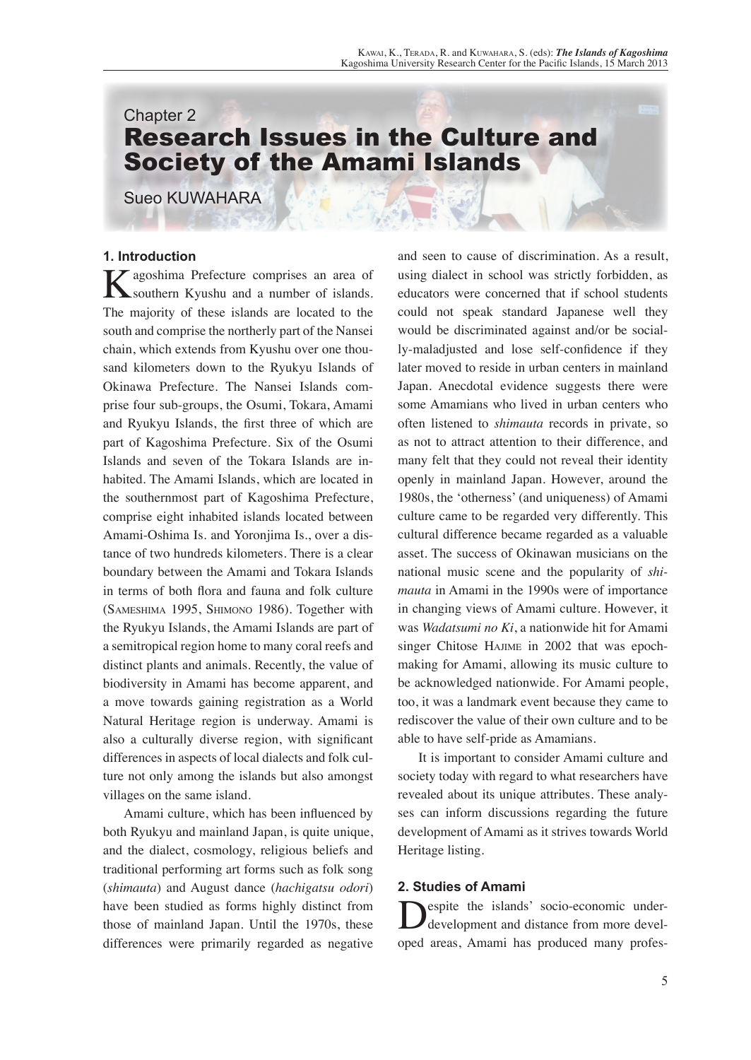Chapter 2

# Research Issues in the Culture and Society of the Amami Islands

Sueo KUWAHARA

## 1. Introduction

Kagoshima Prefecture comprises an area of southern Kyushu and a number of islands. The majority of these islands are located to the south and comprise the northerly part of the Nansei chain, which extends from Kyushu over one thousand kilometers down to the Ryukyu Islands of Okinawa Prefecture. The Nansei Islands comprise four sub-groups, the Osumi, Tokara, Amami and Ryukyu Islands, the first three of which are part of Kagoshima Prefecture. Six of the Osumi Islands and seven of the Tokara Islands are inhabited. The Amami Islands, which are located in the southernmost part of Kagoshima Prefecture, comprise eight inhabited islands located between Amami-Oshima Is. and Yoronjima Is., over a distance of two hundreds kilometers. There is a clear boundary between the Amami and Tokara Islands in terms of both flora and fauna and folk culture (SAMESHIMA 1995, SHIMONO 1986). Together with the Ryukyu Islands, the Amami Islands are part of a semitropical region home to many coral reefs and distinct plants and animals. Recently, the value of biodiversity in Amami has become apparent, and a move towards gaining registration as a World Natural Heritage region is underway. Amami is also a culturally diverse region, with significant differences in aspects of local dialects and folk culture not only among the islands but also amongst villages on the same island.

Amami culture, which has been influenced by both Ryukyu and mainland Japan, is quite unique, and the dialect, cosmology, religious beliefs and traditional performing art forms such as folk song (*shimauta*) and August dance (*hachigatsu odori*) have been studied as forms highly distinct from those of mainland Japan. Until the 1970s, these differences were primarily regarded as negative and seen to cause of discrimination. As a result, using dialect in school was strictly forbidden, as educators were concerned that if school students could not speak standard Japanese well they would be discriminated against and/or be socially-maladjusted and lose self-confidence if they later moved to reside in urban centers in mainland Japan. Anecdotal evidence suggests there were some Amamians who lived in urban centers who often listened to *shimauta* records in private, so as not to attract attention to their difference, and many felt that they could not reveal their identity openly in mainland Japan. However, around the 1980s, the 'otherness' (and uniqueness) of Amami culture came to be regarded very differently. This cultural difference became regarded as a valuable asset. The success of Okinawan musicians on the national music scene and the popularity of *shimauta* in Amami in the 1990s were of importance in changing views of Amami culture. However, it was *Wadatsumi no Ki*, a nationwide hit for Amami singer Chitose HAJIME in 2002 that was epoch-making for Amami, allowing its music culture to be acknowledged nationwide. For Amami people, too, it was a landmark event because they came to rediscover the value of their own culture and to be able to have self-pride as Amamians.

It is important to consider Amami culture and society today with regard to what researchers have revealed about its unique attributes. These analyses can inform discussions regarding the future development of Amami as it strives towards World Heritage listing.

## 2. Studies of Amami

Despite the islands' socio-economic underdevelopment and distance from more developed areas, Amami has produced many profes-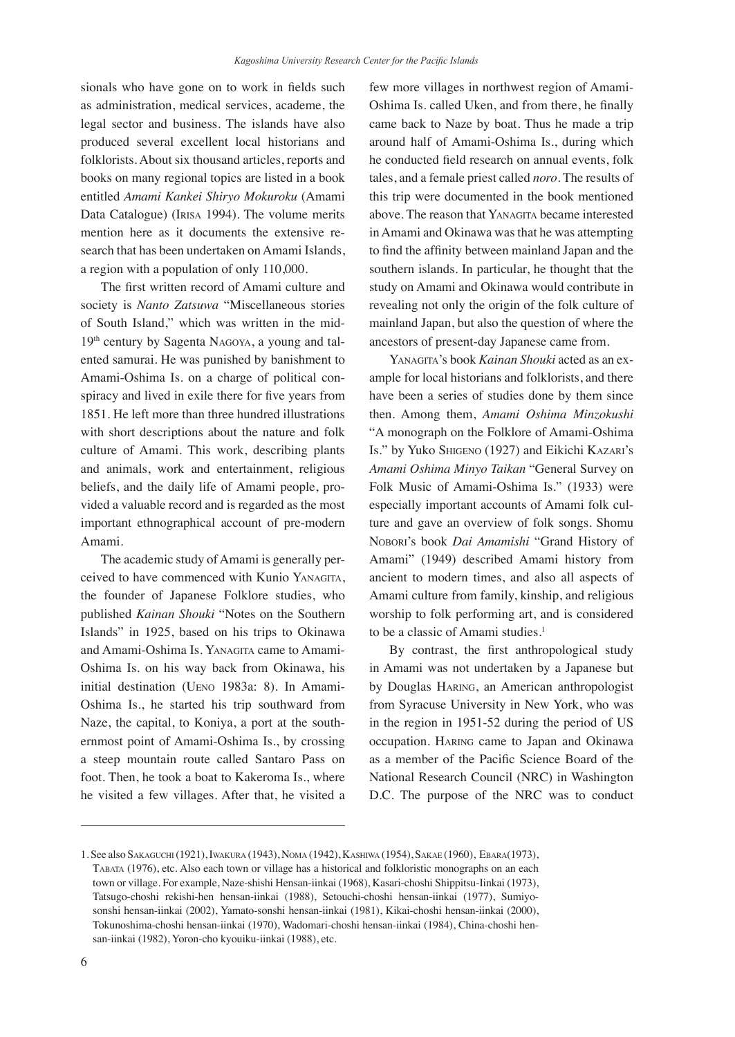sionals who have gone on to work in fields such as administration, medical services, academe, the legal sector and business. The islands have also produced several excellent local historians and folklorists. About six thousand articles, reports and books on many regional topics are listed in a book entitled *Amami Kankei Shiryo Mokuroku* (Amami Data Catalogue) (Irisa 1994). The volume merits mention here as it documents the extensive research that has been undertaken on Amami Islands, a region with a population of only 110,000.

The first written record of Amami culture and society is *Nanto Zatsuwa* "Miscellaneous stories of South Island," which was written in the mid-19th century by Sagenta Nagoya, a young and talented samurai. He was punished by banishment to Amami-Oshima Is. on a charge of political conspiracy and lived in exile there for five years from 1851. He left more than three hundred illustrations with short descriptions about the nature and folk culture of Amami. This work, describing plants and animals, work and entertainment, religious beliefs, and the daily life of Amami people, provided a valuable record and is regarded as the most important ethnographical account of pre-modern Amami.

The academic study of Amami is generally perceived to have commenced with Kunio Yanagita, the founder of Japanese Folklore studies, who published *Kainan Shouki* "Notes on the Southern Islands" in 1925, based on his trips to Okinawa and Amami-Oshima Is. Yanagita came to Amami-Oshima Is. on his way back from Okinawa, his initial destination (Ueno 1983a: 8). In Amami-Oshima Is., he started his trip southward from Naze, the capital, to Koniya, a port at the southernmost point of Amami-Oshima Is., by crossing a steep mountain route called Santaro Pass on foot. Then, he took a boat to Kakeroma Is., where he visited a few villages. After that, he visited a few more villages in northwest region of Amami-Oshima Is. called Uken, and from there, he finally came back to Naze by boat. Thus he made a trip around half of Amami-Oshima Is., during which he conducted field research on annual events, folk tales, and a female priest called *noro*. The results of this trip were documented in the book mentioned above. The reason that Yanagita became interested in Amami and Okinawa was that he was attempting to find the affinity between mainland Japan and the southern islands. In particular, he thought that the study on Amami and Okinawa would contribute in revealing not only the origin of the folk culture of mainland Japan, but also the question of where the ancestors of present-day Japanese came from.

Yanagita's book *Kainan Shouki* acted as an example for local historians and folklorists, and there have been a series of studies done by them since then. Among them, *Amami Oshima Minzokushi* "A monograph on the Folklore of Amami-Oshima Is." by Yuko Shigeno (1927) and Eikichi Kazari's *Amami Oshima Minyo Taikan* "General Survey on Folk Music of Amami-Oshima Is." (1933) were especially important accounts of Amami folk culture and gave an overview of folk songs. Shomu Nobori's book *Dai Amamishi* "Grand History of Amami" (1949) described Amami history from ancient to modern times, and also all aspects of Amami culture from family, kinship, and religious worship to folk performing art, and is considered to be a classic of Amami studies.[1]

By contrast, the first anthropological study in Amami was not undertaken by a Japanese but by Douglas Haring, an American anthropologist from Syracuse University in New York, who was in the region in 1951-52 during the period of US occupation. Haring came to Japan and Okinawa as a member of the Pacific Science Board of the National Research Council (NRC) in Washington D.C. The purpose of the NRC was to conduct

---

1. See also Sakaguchi (1921), Iwakura (1943), Noma (1942), Kashiwa (1954), Sakae (1960), Ebara(1973), Tabata (1976), etc. Also each town or village has a historical and folkloristic monographs on an each town or village. For example, Naze-shishi Hensan-iinkai (1968), Kasari-choshi Shippitsu-Iinkai (1973), Tatsugo-choshi rekishi-hen hensan-iinkai (1988), Setouchi-choshi hensan-iinkai (1977), Sumiyo-sonshi hensan-iinkai (2002), Yamato-sonshi hensan-iinkai (1981), Kikai-choshi hensan-iinkai (2000), Tokunoshima-choshi hensan-iinkai (1970), Wadomari-choshi hensan-iinkai (1984), China-choshi hensan-iinkai (1982), Yoron-cho kyouiku-iinkai (1988), etc.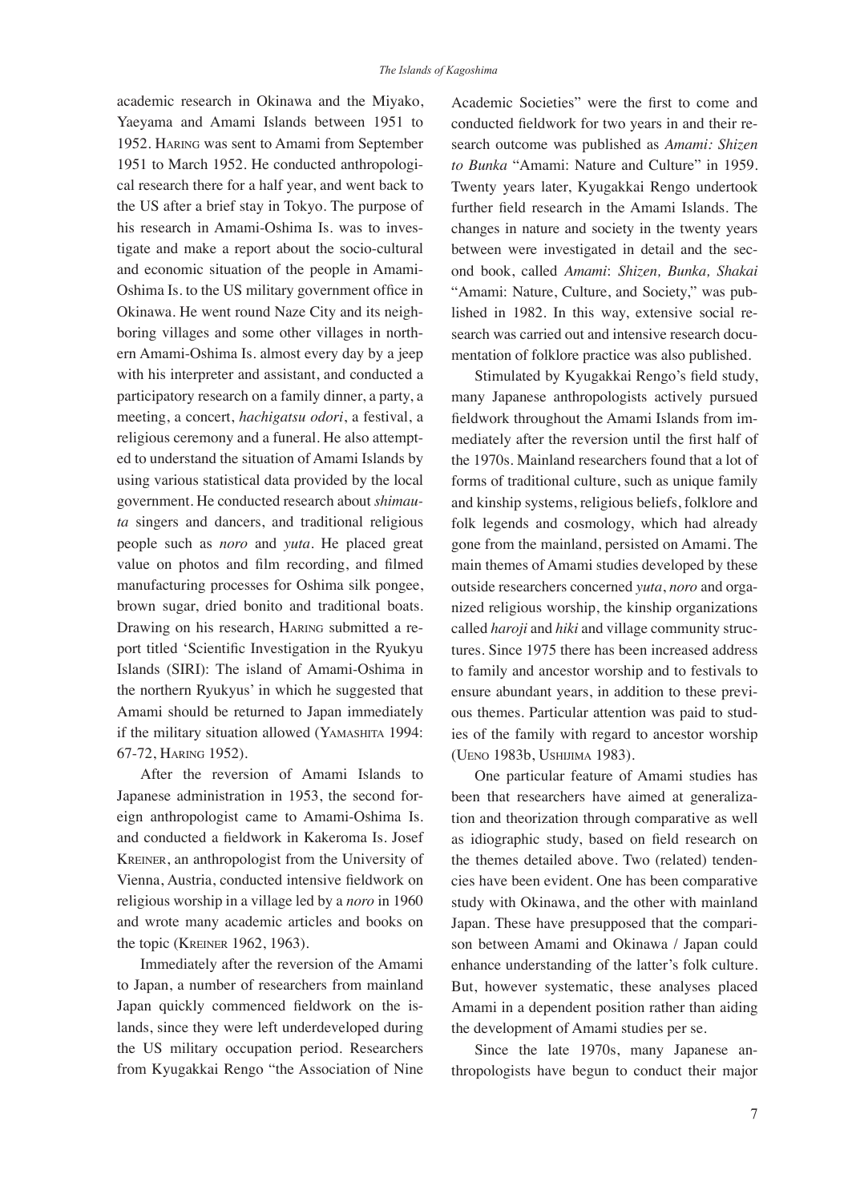academic research in Okinawa and the Miyako, Yaeyama and Amami Islands between 1951 to 1952. Haring was sent to Amami from September 1951 to March 1952. He conducted anthropological research there for a half year, and went back to the US after a brief stay in Tokyo. The purpose of his research in Amami-Oshima Is. was to investigate and make a report about the socio-cultural and economic situation of the people in Amami-Oshima Is. to the US military government office in Okinawa. He went round Naze City and its neighboring villages and some other villages in northern Amami-Oshima Is. almost every day by a jeep with his interpreter and assistant, and conducted a participatory research on a family dinner, a party, a meeting, a concert, *hachigatsu odori*, a festival, a religious ceremony and a funeral. He also attempted to understand the situation of Amami Islands by using various statistical data provided by the local government. He conducted research about *shimauta* singers and dancers, and traditional religious people such as *noro* and *yuta*. He placed great value on photos and film recording, and filmed manufacturing processes for Oshima silk pongee, brown sugar, dried bonito and traditional boats. Drawing on his research, Haring submitted a report titled 'Scientific Investigation in the Ryukyu Islands (SIRI): The island of Amami-Oshima in the northern Ryukyus' in which he suggested that Amami should be returned to Japan immediately if the military situation allowed (Yamashita 1994: 67-72, Haring 1952).

After the reversion of Amami Islands to Japanese administration in 1953, the second foreign anthropologist came to Amami-Oshima Is. and conducted a fieldwork in Kakeroma Is. Josef Kreiner, an anthropologist from the University of Vienna, Austria, conducted intensive fieldwork on religious worship in a village led by a *noro* in 1960 and wrote many academic articles and books on the topic (Kreiner 1962, 1963).

Immediately after the reversion of the Amami to Japan, a number of researchers from mainland Japan quickly commenced fieldwork on the islands, since they were left underdeveloped during the US military occupation period. Researchers from Kyugakkai Rengo "the Association of Nine Academic Societies" were the first to come and conducted fieldwork for two years in and their research outcome was published as *Amami: Shizen to Bunka* "Amami: Nature and Culture" in 1959. Twenty years later, Kyugakkai Rengo undertook further field research in the Amami Islands. The changes in nature and society in the twenty years between were investigated in detail and the second book, called *Amami*: *Shizen, Bunka, Shakai* "Amami: Nature, Culture, and Society," was published in 1982. In this way, extensive social research was carried out and intensive research documentation of folklore practice was also published.

Stimulated by Kyugakkai Rengo's field study, many Japanese anthropologists actively pursued fieldwork throughout the Amami Islands from immediately after the reversion until the first half of the 1970s. Mainland researchers found that a lot of forms of traditional culture, such as unique family and kinship systems, religious beliefs, folklore and folk legends and cosmology, which had already gone from the mainland, persisted on Amami. The main themes of Amami studies developed by these outside researchers concerned *yuta*, *noro* and organized religious worship, the kinship organizations called *haroji* and *hiki* and village community structures. Since 1975 there has been increased address to family and ancestor worship and to festivals to ensure abundant years, in addition to these previous themes. Particular attention was paid to studies of the family with regard to ancestor worship (Ueno 1983b, Ushijima 1983).

One particular feature of Amami studies has been that researchers have aimed at generalization and theorization through comparative as well as idiographic study, based on field research on the themes detailed above. Two (related) tendencies have been evident. One has been comparative study with Okinawa, and the other with mainland Japan. These have presupposed that the comparison between Amami and Okinawa / Japan could enhance understanding of the latter's folk culture. But, however systematic, these analyses placed Amami in a dependent position rather than aiding the development of Amami studies per se.

Since the late 1970s, many Japanese anthropologists have begun to conduct their major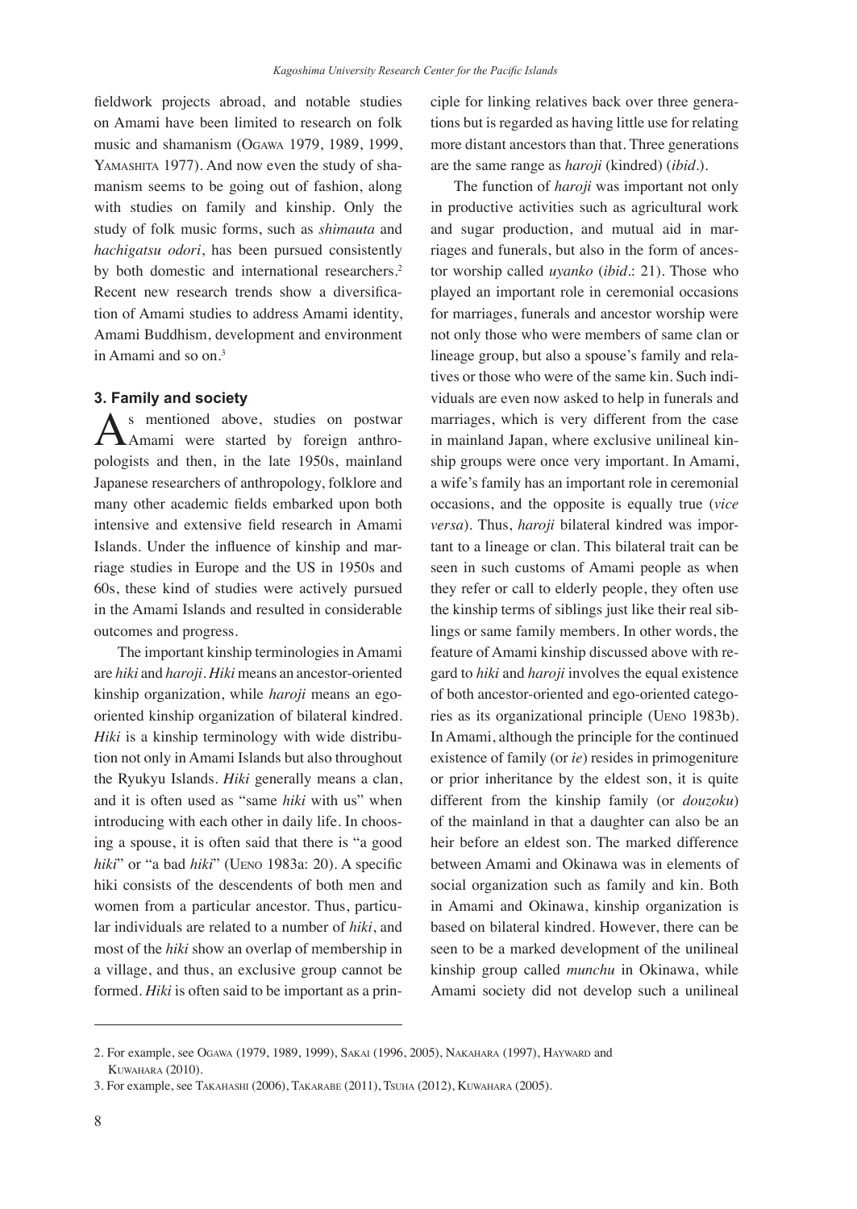fieldwork projects abroad, and notable studies on Amami have been limited to research on folk music and shamanism (Ogawa 1979, 1989, 1999, Yamashita 1977). And now even the study of shamanism seems to be going out of fashion, along with studies on family and kinship. Only the study of folk music forms, such as *shimauta* and *hachigatsu odori*, has been pursued consistently by both domestic and international researchers.[2] Recent new research trends show a diversification of Amami studies to address Amami identity, Amami Buddhism, development and environment in Amami and so on.[3]

### 3. Family and society

As mentioned above, studies on postwar Amami were started by foreign anthropologists and then, in the late 1950s, mainland Japanese researchers of anthropology, folklore and many other academic fields embarked upon both intensive and extensive field research in Amami Islands. Under the influence of kinship and marriage studies in Europe and the US in 1950s and 60s, these kind of studies were actively pursued in the Amami Islands and resulted in considerable outcomes and progress.

The important kinship terminologies in Amami are *hiki* and *haroji*. *Hiki* means an ancestor-oriented kinship organization, while *haroji* means an ego-oriented kinship organization of bilateral kindred. *Hiki* is a kinship terminology with wide distribution not only in Amami Islands but also throughout the Ryukyu Islands. *Hiki* generally means a clan, and it is often used as "same *hiki* with us" when introducing with each other in daily life. In choosing a spouse, it is often said that there is "a good *hiki*" or "a bad *hiki*" (Ueno 1983a: 20). A specific hiki consists of the descendents of both men and women from a particular ancestor. Thus, particular individuals are related to a number of *hiki*, and most of the *hiki* show an overlap of membership in a village, and thus, an exclusive group cannot be formed. *Hiki* is often said to be important as a principle for linking relatives back over three generations but is regarded as having little use for relating more distant ancestors than that. Three generations are the same range as *haroji* (kindred) (*ibid*.).

The function of *haroji* was important not only in productive activities such as agricultural work and sugar production, and mutual aid in marriages and funerals, but also in the form of ancestor worship called *uyanko* (*ibid*.: 21). Those who played an important role in ceremonial occasions for marriages, funerals and ancestor worship were not only those who were members of same clan or lineage group, but also a spouse's family and relatives or those who were of the same kin. Such individuals are even now asked to help in funerals and marriages, which is very different from the case in mainland Japan, where exclusive unilineal kinship groups were once very important. In Amami, a wife's family has an important role in ceremonial occasions, and the opposite is equally true (*vice versa*). Thus, *haroji* bilateral kindred was important to a lineage or clan. This bilateral trait can be seen in such customs of Amami people as when they refer or call to elderly people, they often use the kinship terms of siblings just like their real siblings or same family members. In other words, the feature of Amami kinship discussed above with regard to *hiki* and *haroji* involves the equal existence of both ancestor-oriented and ego-oriented categories as its organizational principle (Ueno 1983b). In Amami, although the principle for the continued existence of family (or *ie*) resides in primogeniture or prior inheritance by the eldest son, it is quite different from the kinship family (or *douzoku*) of the mainland in that a daughter can also be an heir before an eldest son. The marked difference between Amami and Okinawa was in elements of social organization such as family and kin. Both in Amami and Okinawa, kinship organization is based on bilateral kindred. However, there can be seen to be a marked development of the unilineal kinship group called *munchu* in Okinawa, while Amami society did not develop such a unilineal

---

2. For example, see Ogawa (1979, 1989, 1999), Sakai (1996, 2005), Nakahara (1997), Hayward and Kuwahara (2010).

3. For example, see Takahashi (2006), Takarabe (2011), Tsuha (2012), Kuwahara (2005).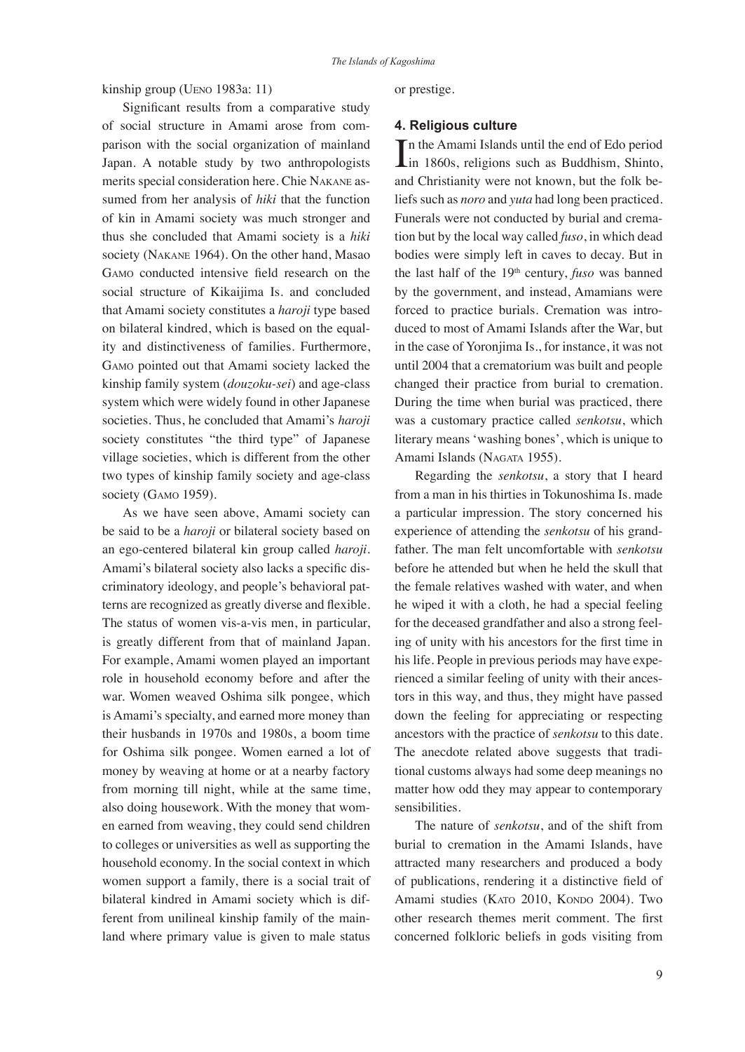kinship group (Ueno 1983a: 11)

Significant results from a comparative study of social structure in Amami arose from comparison with the social organization of mainland Japan. A notable study by two anthropologists merits special consideration here. Chie Nakane assumed from her analysis of *hiki* that the function of kin in Amami society was much stronger and thus she concluded that Amami society is a *hiki* society (Nakane 1964). On the other hand, Masao Gamo conducted intensive field research on the social structure of Kikaijima Is. and concluded that Amami society constitutes a *haroji* type based on bilateral kindred, which is based on the equality and distinctiveness of families. Furthermore, Gamo pointed out that Amami society lacked the kinship family system (*douzoku-sei*) and age-class system which were widely found in other Japanese societies. Thus, he concluded that Amami's *haroji* society constitutes "the third type" of Japanese village societies, which is different from the other two types of kinship family society and age-class society (Gamo 1959).

As we have seen above, Amami society can be said to be a *haroji* or bilateral society based on an ego-centered bilateral kin group called *haroji*. Amami's bilateral society also lacks a specific discriminatory ideology, and people's behavioral patterns are recognized as greatly diverse and flexible. The status of women vis-a-vis men, in particular, is greatly different from that of mainland Japan. For example, Amami women played an important role in household economy before and after the war. Women weaved Oshima silk pongee, which is Amami's specialty, and earned more money than their husbands in 1970s and 1980s, a boom time for Oshima silk pongee. Women earned a lot of money by weaving at home or at a nearby factory from morning till night, while at the same time, also doing housework. With the money that women earned from weaving, they could send children to colleges or universities as well as supporting the household economy. In the social context in which women support a family, there is a social trait of bilateral kindred in Amami society which is different from unilineal kinship family of the mainland where primary value is given to male status or prestige.

## 4. Religious culture

In the Amami Islands until the end of Edo period in 1860s, religions such as Buddhism, Shinto, and Christianity were not known, but the folk beliefs such as *noro* and *yuta* had long been practiced. Funerals were not conducted by burial and cremation but by the local way called *fuso*, in which dead bodies were simply left in caves to decay. But in the last half of the 19th century, *fuso* was banned by the government, and instead, Amamians were forced to practice burials. Cremation was introduced to most of Amami Islands after the War, but in the case of Yoronjima Is., for instance, it was not until 2004 that a crematorium was built and people changed their practice from burial to cremation. During the time when burial was practiced, there was a customary practice called *senkotsu*, which literary means 'washing bones', which is unique to Amami Islands (Nagata 1955).

Regarding the *senkotsu*, a story that I heard from a man in his thirties in Tokunoshima Is. made a particular impression. The story concerned his experience of attending the *senkotsu* of his grandfather. The man felt uncomfortable with *senkotsu* before he attended but when he held the skull that the female relatives washed with water, and when he wiped it with a cloth, he had a special feeling for the deceased grandfather and also a strong feeling of unity with his ancestors for the first time in his life. People in previous periods may have experienced a similar feeling of unity with their ancestors in this way, and thus, they might have passed down the feeling for appreciating or respecting ancestors with the practice of *senkotsu* to this date. The anecdote related above suggests that traditional customs always had some deep meanings no matter how odd they may appear to contemporary sensibilities.

The nature of *senkotsu*, and of the shift from burial to cremation in the Amami Islands, have attracted many researchers and produced a body of publications, rendering it a distinctive field of Amami studies (Kato 2010, Kondo 2004). Two other research themes merit comment. The first concerned folkloric beliefs in gods visiting from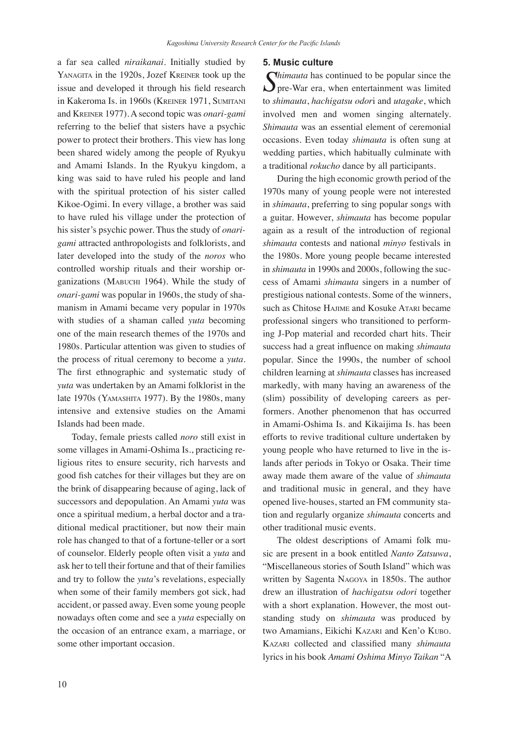a far sea called *niraikanai*. Initially studied by YANAGITA in the 1920s, Jozef KREINER took up the issue and developed it through his field research in Kakeroma Is. in 1960s (KREINER 1971, SUMITANI and KREINER 1977). A second topic was *onari-gami* referring to the belief that sisters have a psychic power to protect their brothers. This view has long been shared widely among the people of Ryukyu and Amami Islands. In the Ryukyu kingdom, a king was said to have ruled his people and land with the spiritual protection of his sister called Kikoe-Ogimi. In every village, a brother was said to have ruled his village under the protection of his sister's psychic power. Thus the study of *onari-gami* attracted anthropologists and folklorists, and later developed into the study of the *noros* who controlled worship rituals and their worship organizations (MABUCHI 1964). While the study of *onari-gami* was popular in 1960s, the study of shamanism in Amami became very popular in 1970s with studies of a shaman called *yuta* becoming one of the main research themes of the 1970s and 1980s. Particular attention was given to studies of the process of ritual ceremony to become a *yuta*. The first ethnographic and systematic study of *yuta* was undertaken by an Amami folklorist in the late 1970s (YAMASHITA 1977). By the 1980s, many intensive and extensive studies on the Amami Islands had been made.

Today, female priests called *noro* still exist in some villages in Amami-Oshima Is., practicing religious rites to ensure security, rich harvests and good fish catches for their villages but they are on the brink of disappearing because of aging, lack of successors and depopulation. An Amami *yuta* was once a spiritual medium, a herbal doctor and a traditional medical practitioner, but now their main role has changed to that of a fortune-teller or a sort of counselor. Elderly people often visit a *yuta* and ask her to tell their fortune and that of their families and try to follow the *yuta*'s revelations, especially when some of their family members got sick, had accident, or passed away. Even some young people nowadays often come and see a *yuta* especially on the occasion of an entrance exam, a marriage, or some other important occasion.

### 5. Music culture

*Shimauta* has continued to be popular since the pre-War era, when entertainment was limited to *shimauta*, *hachigatsu odori* and *utagake*, which involved men and women singing alternately. *Shimauta* was an essential element of ceremonial occasions. Even today *shimauta* is often sung at wedding parties, which habitually culminate with a traditional *rokucho* dance by all participants.

During the high economic growth period of the 1970s many of young people were not interested in *shimauta*, preferring to sing popular songs with a guitar. However, *shimauta* has become popular again as a result of the introduction of regional *shimauta* contests and national *minyo* festivals in the 1980s. More young people became interested in *shimauta* in 1990s and 2000s, following the success of Amami *shimauta* singers in a number of prestigious national contests. Some of the winners, such as Chitose HAJIME and Kosuke ATARI became professional singers who transitioned to performing J-Pop material and recorded chart hits. Their success had a great influence on making *shimauta* popular. Since the 1990s, the number of school children learning at *shimauta* classes has increased markedly, with many having an awareness of the (slim) possibility of developing careers as performers. Another phenomenon that has occurred in Amami-Oshima Is. and Kikaijima Is. has been efforts to revive traditional culture undertaken by young people who have returned to live in the islands after periods in Tokyo or Osaka. Their time away made them aware of the value of *shimauta* and traditional music in general, and they have opened live-houses, started an FM community station and regularly organize *shimauta* concerts and other traditional music events.

The oldest descriptions of Amami folk music are present in a book entitled *Nanto Zatsuwa*, "Miscellaneous stories of South Island" which was written by Sagenta NAGOYA in 1850s. The author drew an illustration of *hachigatsu odori* together with a short explanation. However, the most outstanding study on *shimauta* was produced by two Amamians, Eikichi KAZARI and Ken'o KUBO. KAZARI collected and classified many *shimauta* lyrics in his book *Amami Oshima Minyo Taikan* "A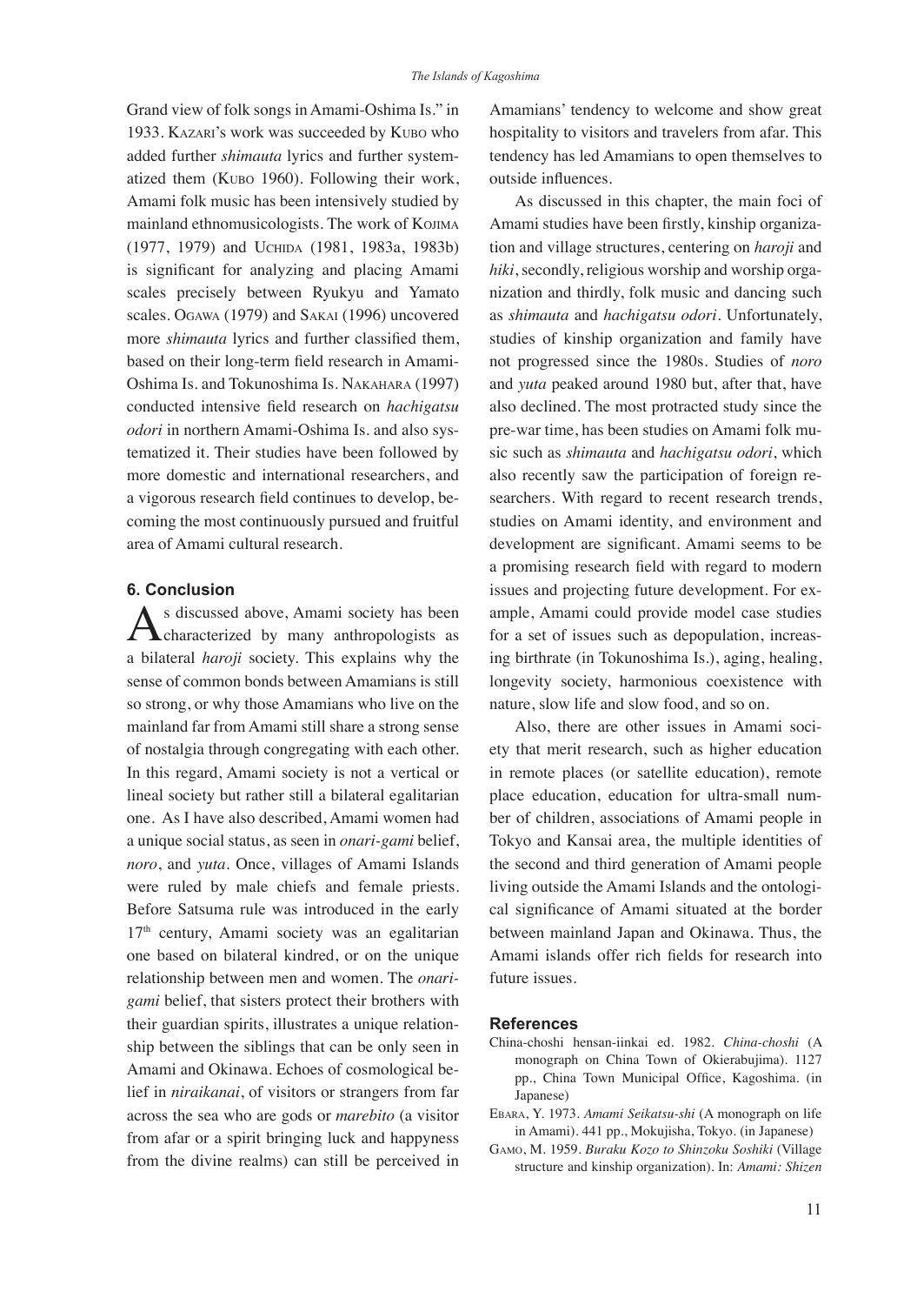Grand view of folk songs in Amami-Oshima Is." in 1933. Kazari's work was succeeded by Kubo who added further *shimauta* lyrics and further systematized them (Kubo 1960). Following their work, Amami folk music has been intensively studied by mainland ethnomusicologists. The work of Kojima (1977, 1979) and Uchida (1981, 1983a, 1983b) is significant for analyzing and placing Amami scales precisely between Ryukyu and Yamato scales. Ogawa (1979) and Sakai (1996) uncovered more *shimauta* lyrics and further classified them, based on their long-term field research in Amami-Oshima Is. and Tokunoshima Is. Nakahara (1997) conducted intensive field research on *hachigatsu odori* in northern Amami-Oshima Is. and also systematized it. Their studies have been followed by more domestic and international researchers, and a vigorous research field continues to develop, becoming the most continuously pursued and fruitful area of Amami cultural research.

## 6. Conclusion

As discussed above, Amami society has been characterized by many anthropologists as a bilateral *haroji* society. This explains why the sense of common bonds between Amamians is still so strong, or why those Amamians who live on the mainland far from Amami still share a strong sense of nostalgia through congregating with each other. In this regard, Amami society is not a vertical or lineal society but rather still a bilateral egalitarian one. As I have also described, Amami women had a unique social status, as seen in *onari-gami* belief, *noro*, and *yuta*. Once, villages of Amami Islands were ruled by male chiefs and female priests. Before Satsuma rule was introduced in the early 17th century, Amami society was an egalitarian one based on bilateral kindred, or on the unique relationship between men and women. The *onari-gami* belief, that sisters protect their brothers with their guardian spirits, illustrates a unique relationship between the siblings that can be only seen in Amami and Okinawa. Echoes of cosmological belief in *niraikanai*, of visitors or strangers from far across the sea who are gods or *marebito* (a visitor from afar or a spirit bringing luck and happyness from the divine realms) can still be perceived in Amamians' tendency to welcome and show great hospitality to visitors and travelers from afar. This tendency has led Amamians to open themselves to outside influences.

As discussed in this chapter, the main foci of Amami studies have been firstly, kinship organization and village structures, centering on *haroji* and *hiki*, secondly, religious worship and worship organization and thirdly, folk music and dancing such as *shimauta* and *hachigatsu odori*. Unfortunately, studies of kinship organization and family have not progressed since the 1980s. Studies of *noro* and *yuta* peaked around 1980 but, after that, have also declined. The most protracted study since the pre-war time, has been studies on Amami folk music such as *shimauta* and *hachigatsu odori*, which also recently saw the participation of foreign researchers. With regard to recent research trends, studies on Amami identity, and environment and development are significant. Amami seems to be a promising research field with regard to modern issues and projecting future development. For example, Amami could provide model case studies for a set of issues such as depopulation, increasing birthrate (in Tokunoshima Is.), aging, healing, longevity society, harmonious coexistence with nature, slow life and slow food, and so on.

Also, there are other issues in Amami society that merit research, such as higher education in remote places (or satellite education), remote place education, education for ultra-small number of children, associations of Amami people in Tokyo and Kansai area, the multiple identities of the second and third generation of Amami people living outside the Amami Islands and the ontological significance of Amami situated at the border between mainland Japan and Okinawa. Thus, the Amami islands offer rich fields for research into future issues.

## References

China-choshi hensan-iinkai ed. 1982. *China-choshi* (A monograph on China Town of Okierabujima). 1127 pp., China Town Municipal Office, Kagoshima. (in Japanese)

Ebara, Y. 1973. *Amami Seikatsu-shi* (A monograph on life in Amami). 441 pp., Mokujisha, Tokyo. (in Japanese)

Gamo, M. 1959. *Buraku Kozo to Shinzoku Soshiki* (Village structure and kinship organization). In: *Amami: Shizen*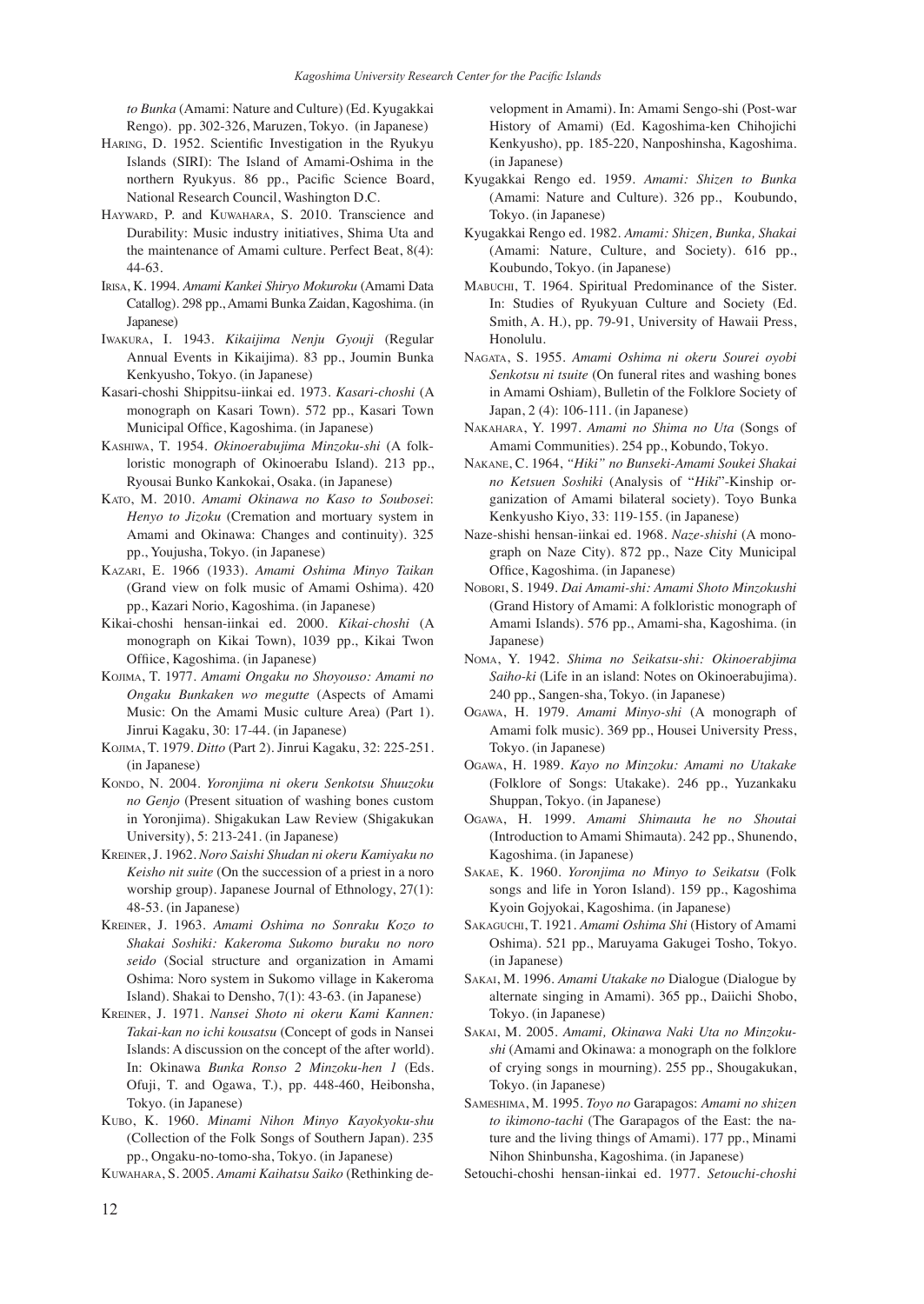*to Bunka* (Amami: Nature and Culture) (Ed. Kyugakkai Rengo). pp. 302-326, Maruzen, Tokyo. (in Japanese)

Haring, D. 1952. Scientific Investigation in the Ryukyu Islands (SIRI): The Island of Amami-Oshima in the northern Ryukyus. 86 pp., Pacific Science Board, National Research Council, Washington D.C.

Hayward, P. and Kuwahara, S. 2010. Transcience and Durability: Music industry initiatives, Shima Uta and the maintenance of Amami culture. Perfect Beat, 8(4): 44-63.

Irisa, K. 1994. *Amami Kankei Shiryo Mokuroku* (Amami Data Catallog). 298 pp., Amami Bunka Zaidan, Kagoshima. (in Japanese)

Iwakura, I. 1943. *Kikaijima Nenju Gyouji* (Regular Annual Events in Kikaijima). 83 pp., Joumin Bunka Kenkyusho, Tokyo. (in Japanese)

Kasari-choshi Shippitsu-iinkai ed. 1973. *Kasari-choshi* (A monograph on Kasari Town). 572 pp., Kasari Town Municipal Office, Kagoshima. (in Japanese)

Kashiwa, T. 1954. *Okinoerabujima Minzoku-shi* (A folkloristic monograph of Okinoerabu Island). 213 pp., Ryousai Bunko Kankokai, Osaka. (in Japanese)

Kato, M. 2010. *Amami Okinawa no Kaso to Soubosei*: *Henyo to Jizoku* (Cremation and mortuary system in Amami and Okinawa: Changes and continuity). 325 pp., Youjusha, Tokyo. (in Japanese)

Kazari, E. 1966 (1933). *Amami Oshima Minyo Taikan* (Grand view on folk music of Amami Oshima). 420 pp., Kazari Norio, Kagoshima. (in Japanese)

Kikai-choshi hensan-iinkai ed. 2000. *Kikai-choshi* (A monograph on Kikai Town), 1039 pp., Kikai Twon Offiice, Kagoshima. (in Japanese)

Kojima, T. 1977. *Amami Ongaku no Shoyouso: Amami no Ongaku Bunkaken wo megutte* (Aspects of Amami Music: On the Amami Music culture Area) (Part 1). Jinrui Kagaku, 30: 17-44. (in Japanese)

Kojima, T. 1979. *Ditto* (Part 2). Jinrui Kagaku, 32: 225-251. (in Japanese)

Kondo, N. 2004. *Yoronjima ni okeru Senkotsu Shuuzoku no Genjo* (Present situation of washing bones custom in Yoronjima). Shigakukan Law Review (Shigakukan University), 5: 213-241. (in Japanese)

Kreiner, J. 1962. *Noro Saishi Shudan ni okeru Kamiyaku no Keisho nit suite* (On the succession of a priest in a noro worship group). Japanese Journal of Ethnology, 27(1): 48-53. (in Japanese)

Kreiner, J. 1963. *Amami Oshima no Sonraku Kozo to Shakai Soshiki: Kakeroma Sukomo buraku no noro seido* (Social structure and organization in Amami Oshima: Noro system in Sukomo village in Kakeroma Island). Shakai to Densho, 7(1): 43-63. (in Japanese)

Kreiner, J. 1971. *Nansei Shoto ni okeru Kami Kannen: Takai-kan no ichi kousatsu* (Concept of gods in Nansei Islands: A discussion on the concept of the after world). In: Okinawa *Bunka Ronso 2 Minzoku-hen 1* (Eds. Ofuji, T. and Ogawa, T.), pp. 448-460, Heibonsha, Tokyo. (in Japanese)

Kubo, K. 1960. *Minami Nihon Minyo Kayokyoku-shu* (Collection of the Folk Songs of Southern Japan). 235 pp., Ongaku-no-tomo-sha, Tokyo. (in Japanese)

Kuwahara, S. 2005. *Amami Kaihatsu Saiko* (Rethinking development in Amami). In: Amami Sengo-shi (Post-war History of Amami) (Ed. Kagoshima-ken Chihojichi Kenkyusho), pp. 185-220, Nanposhinsha, Kagoshima. (in Japanese)

Kyugakkai Rengo ed. 1959. *Amami: Shizen to Bunka* (Amami: Nature and Culture). 326 pp., Koubundo, Tokyo. (in Japanese)

Kyugakkai Rengo ed. 1982. *Amami: Shizen, Bunka, Shakai* (Amami: Nature, Culture, and Society). 616 pp., Koubundo, Tokyo. (in Japanese)

Mabuchi, T. 1964. Spiritual Predominance of the Sister. In: Studies of Ryukyuan Culture and Society (Ed. Smith, A. H.), pp. 79-91, University of Hawaii Press, Honolulu.

Nagata, S. 1955. *Amami Oshima ni okeru Sourei oyobi Senkotsu ni tsuite* (On funeral rites and washing bones in Amami Oshiam), Bulletin of the Folklore Society of Japan, 2 (4): 106-111. (in Japanese)

Nakahara, Y. 1997. *Amami no Shima no Uta* (Songs of Amami Communities). 254 pp., Kobundo, Tokyo.

Nakane, C. 1964, *"Hiki" no Bunseki-Amami Soukei Shakai no Ketsuen Soshiki* (Analysis of "*Hiki*"-Kinship organization of Amami bilateral society). Toyo Bunka Kenkyusho Kiyo, 33: 119-155. (in Japanese)

Naze-shishi hensan-iinkai ed. 1968. *Naze-shishi* (A monograph on Naze City). 872 pp., Naze City Municipal Office, Kagoshima. (in Japanese)

Nobori, S. 1949. *Dai Amami-shi: Amami Shoto Minzokushi* (Grand History of Amami: A folkloristic monograph of Amami Islands). 576 pp., Amami-sha, Kagoshima. (in Japanese)

Noma, Y. 1942. *Shima no Seikatsu-shi: Okinoerabjima Saiho-ki* (Life in an island: Notes on Okinoerabujima). 240 pp., Sangen-sha, Tokyo. (in Japanese)

Ogawa, H. 1979. *Amami Minyo-shi* (A monograph of Amami folk music). 369 pp., Housei University Press, Tokyo. (in Japanese)

Ogawa, H. 1989. *Kayo no Minzoku: Amami no Utakake* (Folklore of Songs: Utakake). 246 pp., Yuzankaku Shuppan, Tokyo. (in Japanese)

Ogawa, H. 1999. *Amami Shimauta he no Shoutai* (Introduction to Amami Shimauta). 242 pp., Shunendo, Kagoshima. (in Japanese)

Sakae, K. 1960. *Yoronjima no Minyo to Seikatsu* (Folk songs and life in Yoron Island). 159 pp., Kagoshima Kyoin Gojyokai, Kagoshima. (in Japanese)

Sakaguchi, T. 1921. *Amami Oshima Shi* (History of Amami Oshima). 521 pp., Maruyama Gakugei Tosho, Tokyo. (in Japanese)

Sakai, M. 1996. *Amami Utakake no* Dialogue (Dialogue by alternate singing in Amami). 365 pp., Daiichi Shobo, Tokyo. (in Japanese)

Sakai, M. 2005. *Amami, Okinawa Naki Uta no Minzoku-shi* (Amami and Okinawa: a monograph on the folklore of crying songs in mourning). 255 pp., Shougakukan, Tokyo. (in Japanese)

Sameshima, M. 1995. *Toyo no* Garapagos: *Amami no shizen to ikimono-tachi* (The Garapagos of the East: the nature and the living things of Amami). 177 pp., Minami Nihon Shinbunsha, Kagoshima. (in Japanese)

Setouchi-choshi hensan-iinkai ed. 1977. *Setouchi-choshi*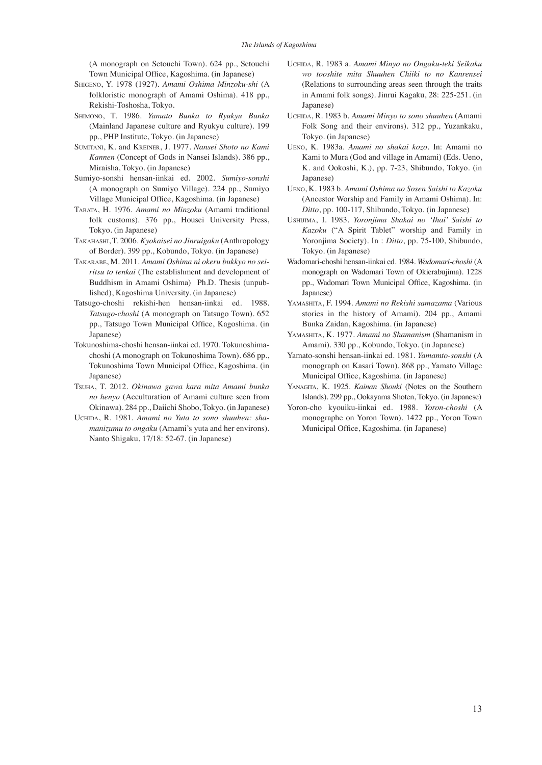(A monograph on Setouchi Town). 624 pp., Setouchi Town Municipal Office, Kagoshima. (in Japanese)

Shigeno, Y. 1978 (1927). *Amami Oshima Minzoku-shi* (A folkloristic monograph of Amami Oshima). 418 pp., Rekishi-Toshosha, Tokyo.

Shimono, T. 1986. *Yamato Bunka to Ryukyu Bunka* (Mainland Japanese culture and Ryukyu culture). 199 pp., PHP Institute, Tokyo. (in Japanese)

Sumitani, K. and Kreiner, J. 1977. *Nansei Shoto no Kami Kannen* (Concept of Gods in Nansei Islands). 386 pp., Miraisha, Tokyo. (in Japanese)

Sumiyo-sonshi hensan-iinkai ed. 2002. *Sumiyo-sonshi* (A monograph on Sumiyo Village). 224 pp., Sumiyo Village Municipal Office, Kagoshima. (in Japanese)

Tabata, H. 1976. *Amami no Minzoku* (Amami traditional folk customs). 376 pp., Housei University Press, Tokyo. (in Japanese)

Takahashi, T. 2006. *Kyokaisei no Jinruigaku* (Anthropology of Border). 399 pp., Kobundo, Tokyo. (in Japanese)

Takarabe, M. 2011. *Amami Oshima ni okeru bukkyo no seiritsu to tenkai* (The establishment and development of Buddhism in Amami Oshima) Ph.D. Thesis (unpublished), Kagoshima University. (in Japanese)

Tatsugo-choshi rekishi-hen hensan-iinkai ed. 1988. *Tatsugo-choshi* (A monograph on Tatsugo Town). 652 pp., Tatsugo Town Municipal Office, Kagoshima. (in Japanese)

Tokunoshima-choshi hensan-iinkai ed. 1970. Tokunoshima-choshi (A monograph on Tokunoshima Town). 686 pp., Tokunoshima Town Municipal Office, Kagoshima. (in Japanese)

Tsuha, T. 2012. *Okinawa gawa kara mita Amami bunka no henyo* (Acculturation of Amami culture seen from Okinawa). 284 pp., Daiichi Shobo, Tokyo. (in Japanese)

Uchida, R. 1981. *Amami no Yuta to sono shuuhen: shamanizumu to ongaku* (Amami's yuta and her environs). Nanto Shigaku, 17/18: 52-67. (in Japanese)

Uchida, R. 1983 a. *Amami Minyo no Ongaku-teki Seikaku wo tooshite mita Shuuhen Chiiki to no Kanrensei* (Relations to surrounding areas seen through the traits in Amami folk songs). Jinrui Kagaku, 28: 225-251. (in Japanese)

Uchida, R. 1983 b. *Amami Minyo to sono shuuhen* (Amami Folk Song and their environs). 312 pp., Yuzankaku, Tokyo. (in Japanese)

Ueno, K. 1983a. *Amami no shakai kozo*. In: Amami no Kami to Mura (God and village in Amami) (Eds. Ueno, K. and Ookoshi, K.), pp. 7-23, Shibundo, Tokyo. (in Japanese)

Ueno, K. 1983 b. *Amami Oshima no Sosen Saishi to Kazoku* (Ancestor Worship and Family in Amami Oshima). In: *Ditto*, pp. 100-117, Shibundo, Tokyo. (in Japanese)

Ushijima, I. 1983. *Yoronjima Shakai no 'Ihai' Saishi to Kazoku* ("A Spirit Tablet" worship and Family in Yoronjima Society). In : *Ditto*, pp. 75-100, Shibundo, Tokyo. (in Japanese)

Wadomari-choshi hensan-iinkai ed. 1984. *Wadomari-choshi* (A monograph on Wadomari Town of Okierabujima). 1228 pp., Wadomari Town Municipal Office, Kagoshima. (in Japanese)

Yamashita, F. 1994. *Amami no Rekishi samazama* (Various stories in the history of Amami). 204 pp., Amami Bunka Zaidan, Kagoshima. (in Japanese)

Yamashita, K. 1977. *Amami no Shamanism* (Shamanism in Amami). 330 pp., Kobundo, Tokyo. (in Japanese)

Yamato-sonshi hensan-iinkai ed. 1981. *Yamamto-sonshi* (A monograph on Kasari Town). 868 pp., Yamato Village Municipal Office, Kagoshima. (in Japanese)

Yanagita, K. 1925. *Kainan Shouki* (Notes on the Southern Islands). 299 pp., Ookayama Shoten, Tokyo. (in Japanese)

Yoron-cho kyouiku-iinkai ed. 1988. *Yoron-choshi* (A monographe on Yoron Town). 1422 pp., Yoron Town Municipal Office, Kagoshima. (in Japanese)